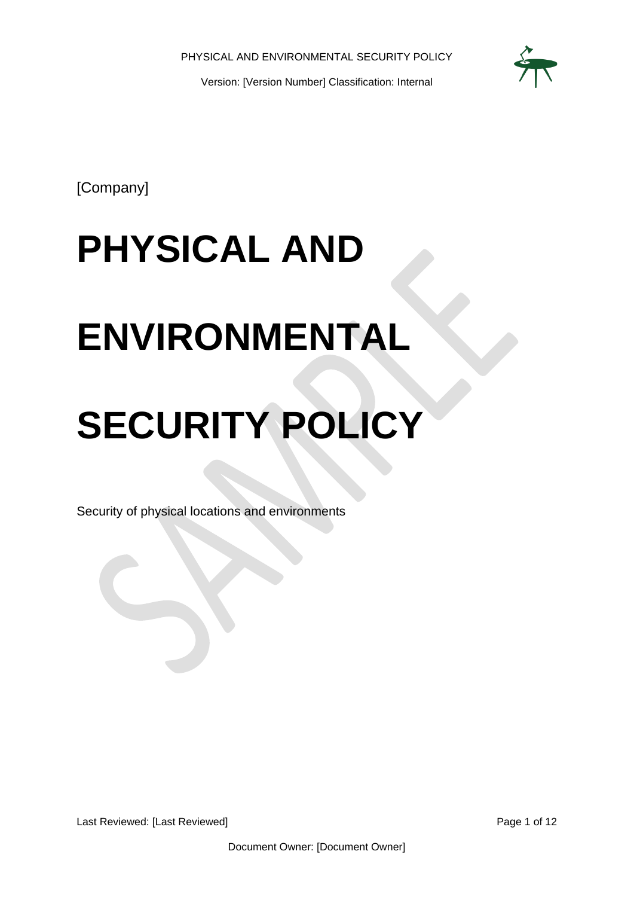[Company]

# PHYSICAL AND ENVIRONMENTAL SECURITY POLICY

Security of physical locations and environments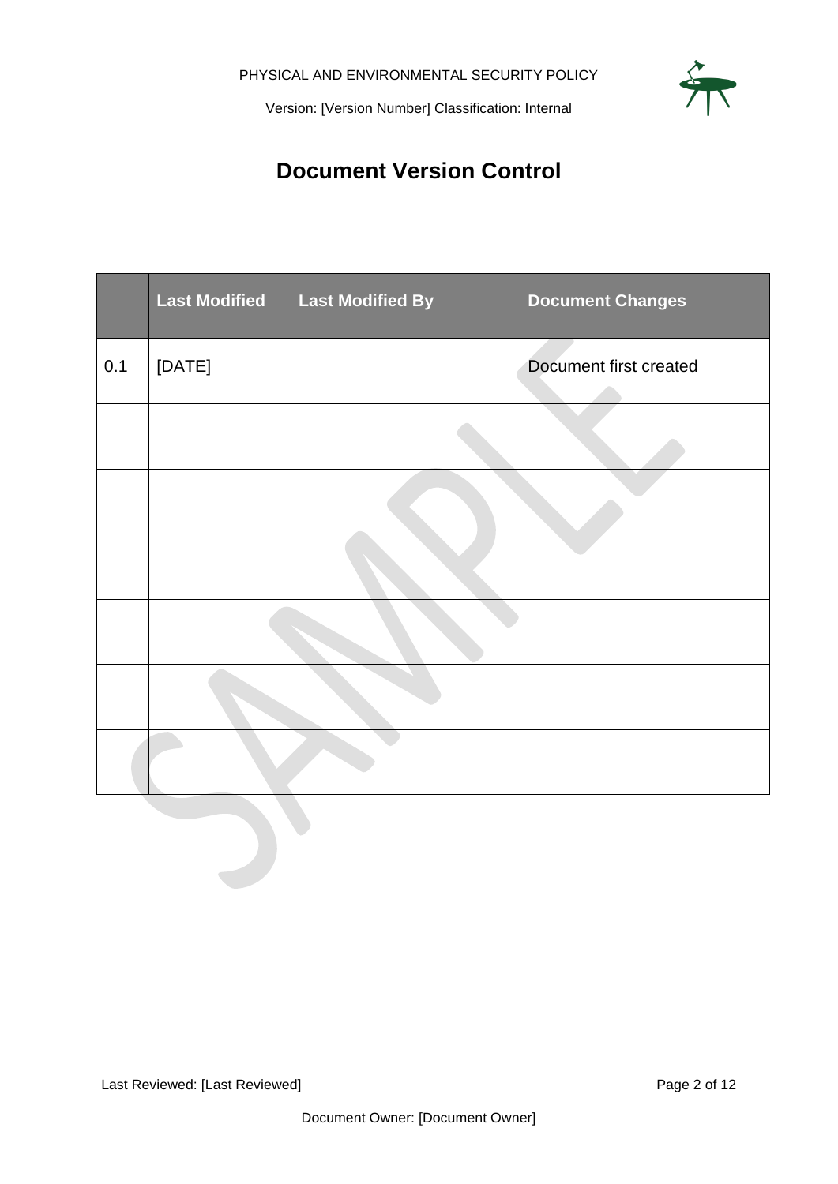# Document Version Control

| | Last Modified | Last Modified By | Document Changes |
|---|---|---|---|
| 0.1 | [DATE] | | Document first created |
| | | | |
| | | | |
| | | | |
| | | | |
| | | | |
| | | | |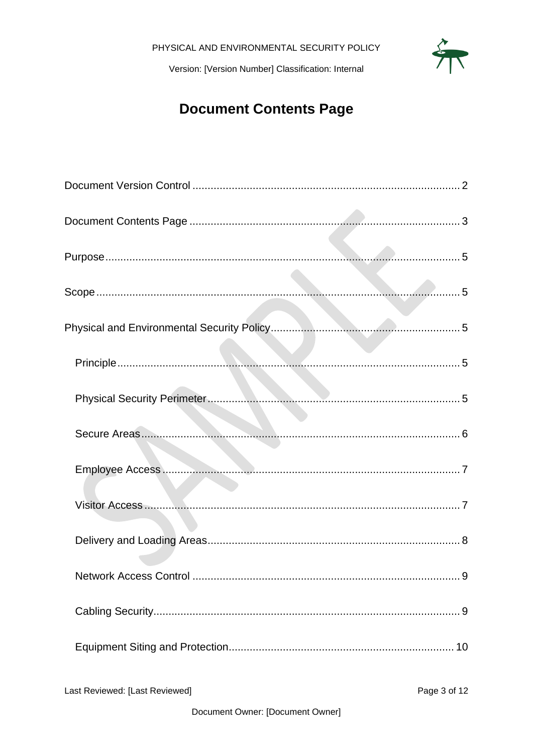# Document Contents Page

Document Version Control .......................................................................................... 2

Document Contents Page .......................................................................................... 3

Purpose ...................................................................................................................... 5

Scope ......................................................................................................................... 5

Physical and Environmental Security Policy ................................................................ 5

- Principle ................................................................................................................. 5
- Physical Security Perimeter ................................................................................... 5
- Secure Areas .......................................................................................................... 6
- Employee Access ................................................................................................... 7
- Visitor Access ......................................................................................................... 7
- Delivery and Loading Areas .................................................................................... 8
- Network Access Control ......................................................................................... 9
- Cabling Security ...................................................................................................... 9
- Equipment Siting and Protection ........................................................................... 10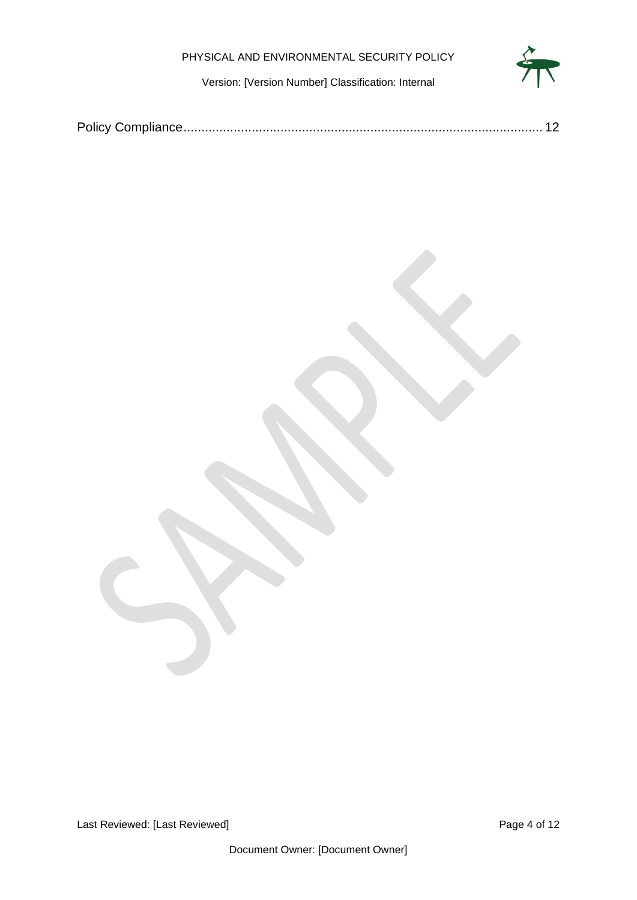Policy Compliance.................................................................................................. 12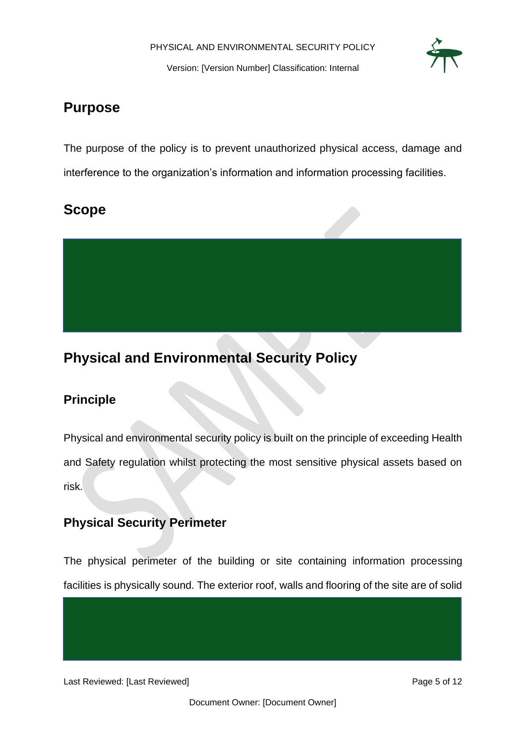# Purpose

The purpose of the policy is to prevent unauthorized physical access, damage and interference to the organization's information and information processing facilities.

# Scope

# Physical and Environmental Security Policy

## Principle

Physical and environmental security policy is built on the principle of exceeding Health and Safety regulation whilst protecting the most sensitive physical assets based on risk.

## Physical Security Perimeter

The physical perimeter of the building or site containing information processing facilities is physically sound. The exterior roof, walls and flooring of the site are of solid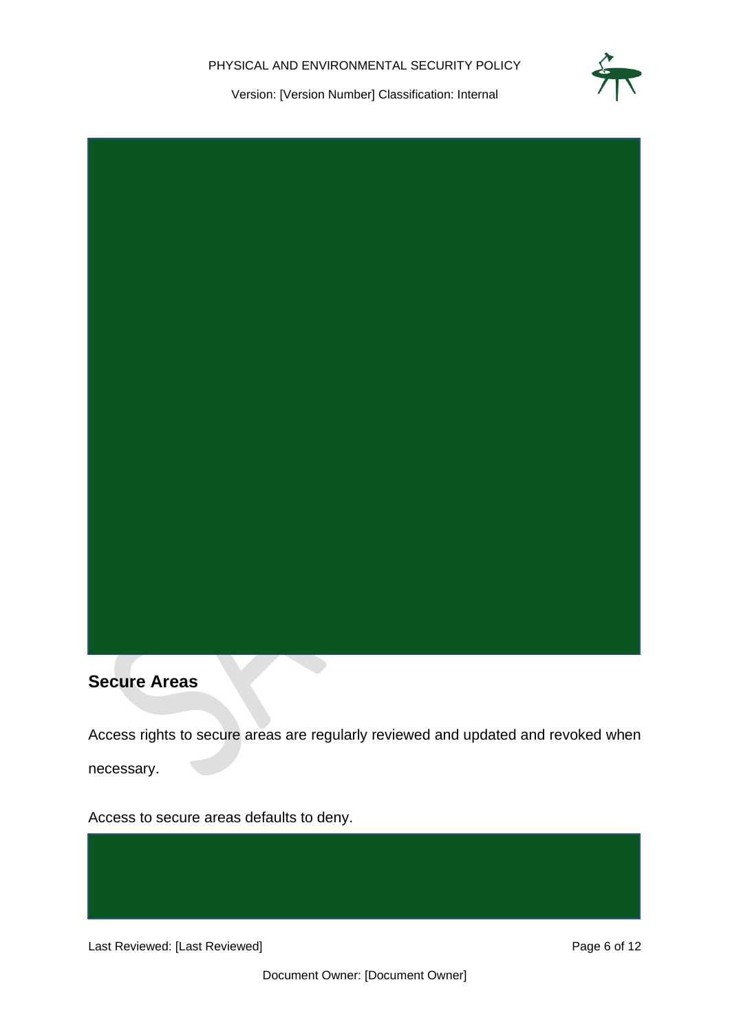## Secure Areas

Access rights to secure areas are regularly reviewed and updated and revoked when necessary.

Access to secure areas defaults to deny.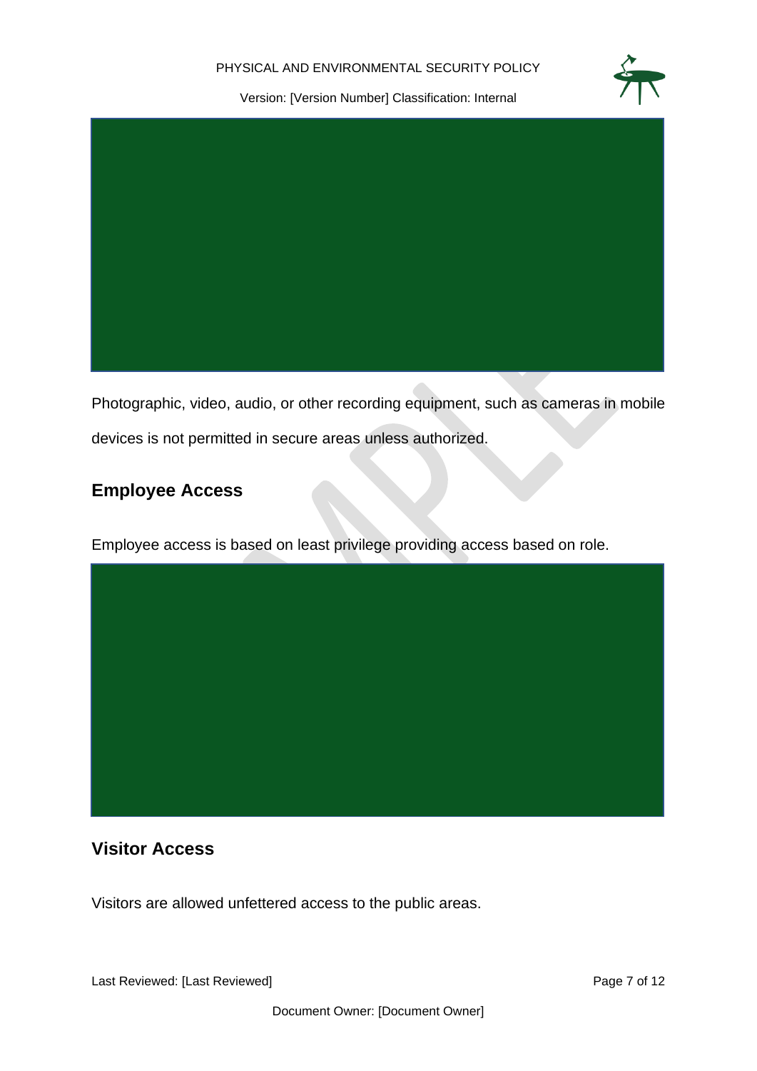Photographic, video, audio, or other recording equipment, such as cameras in mobile devices is not permitted in secure areas unless authorized.

## Employee Access

Employee access is based on least privilege providing access based on role.

## Visitor Access

Visitors are allowed unfettered access to the public areas.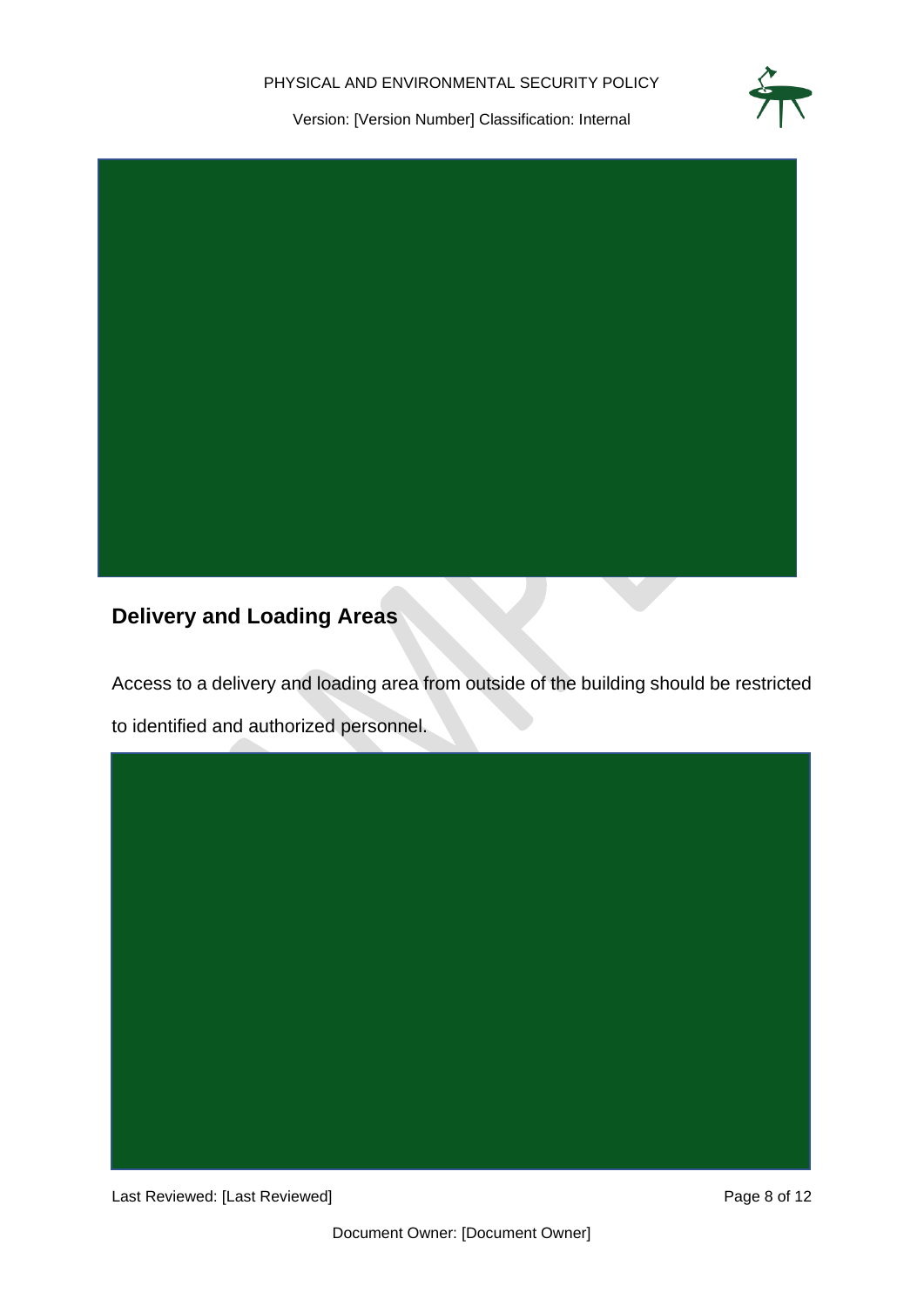## Delivery and Loading Areas

Access to a delivery and loading area from outside of the building should be restricted to identified and authorized personnel.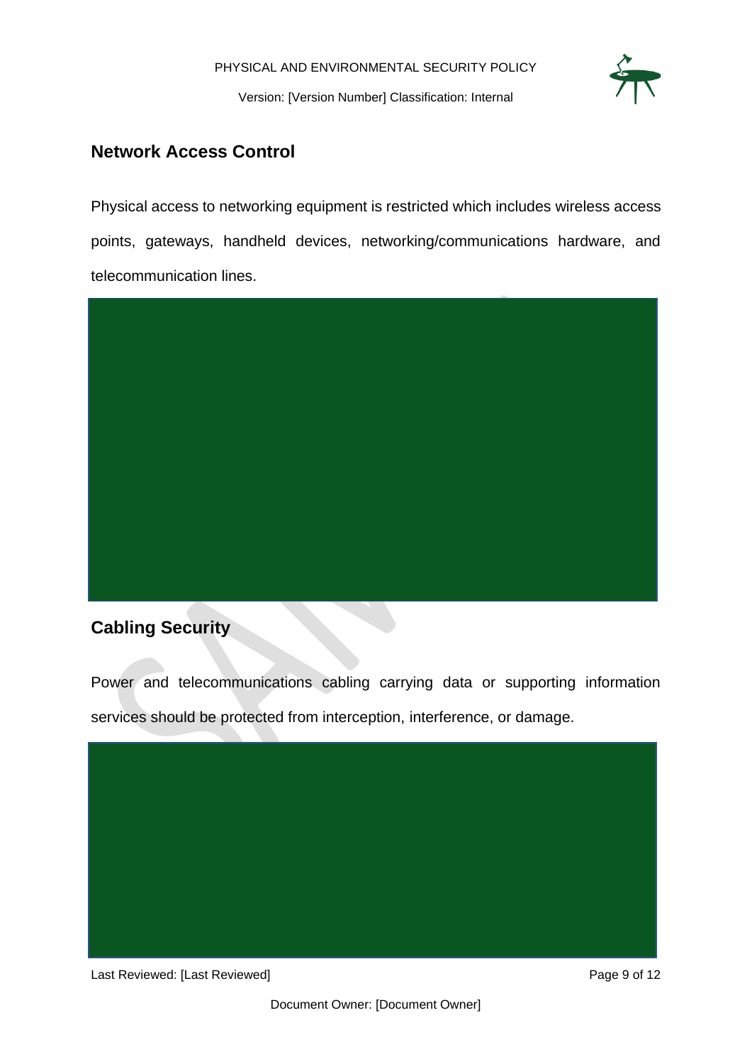## Network Access Control

Physical access to networking equipment is restricted which includes wireless access points, gateways, handheld devices, networking/communications hardware, and telecommunication lines.

## Cabling Security

Power and telecommunications cabling carrying data or supporting information services should be protected from interception, interference, or damage.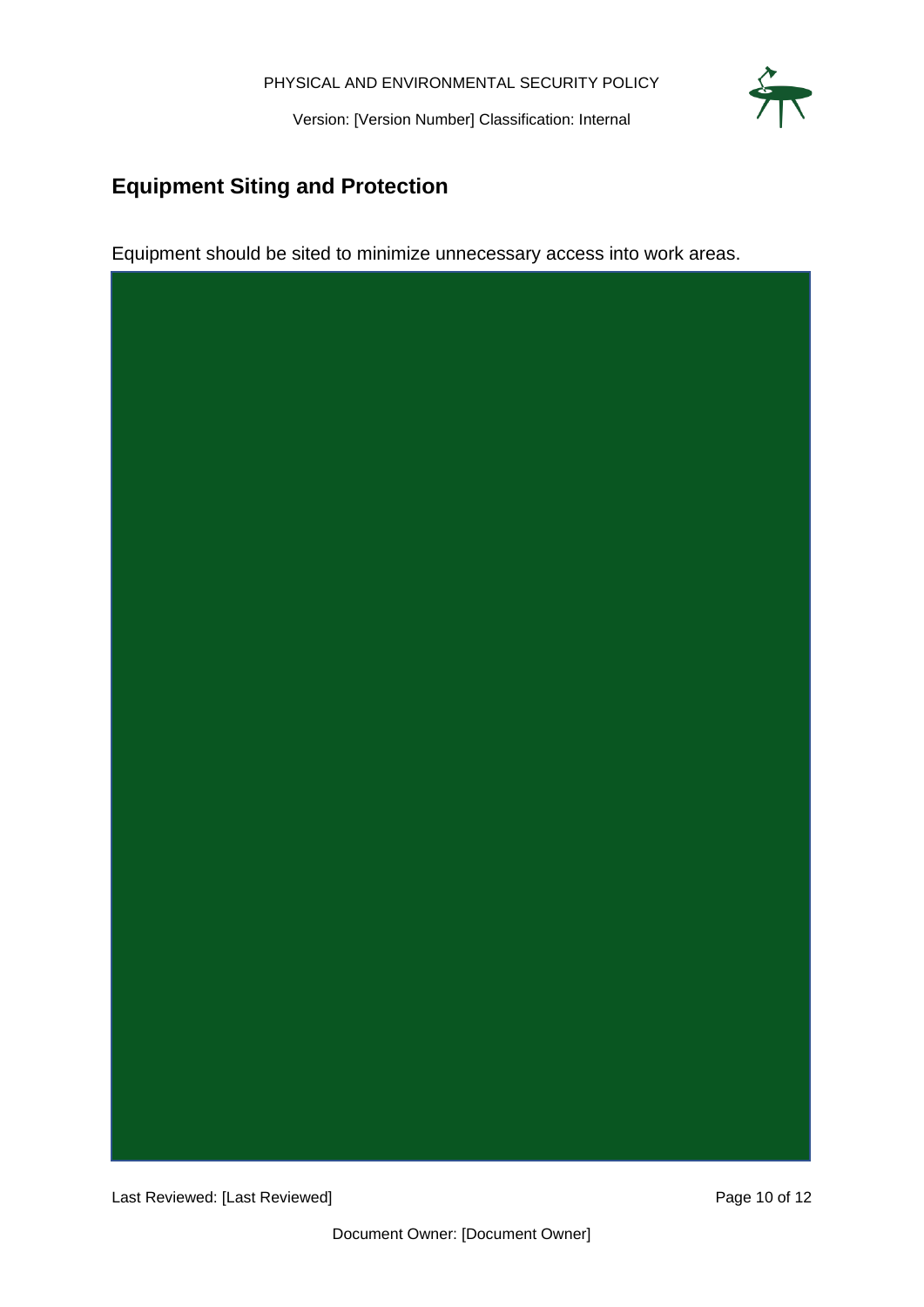## Equipment Siting and Protection

Equipment should be sited to minimize unnecessary access into work areas.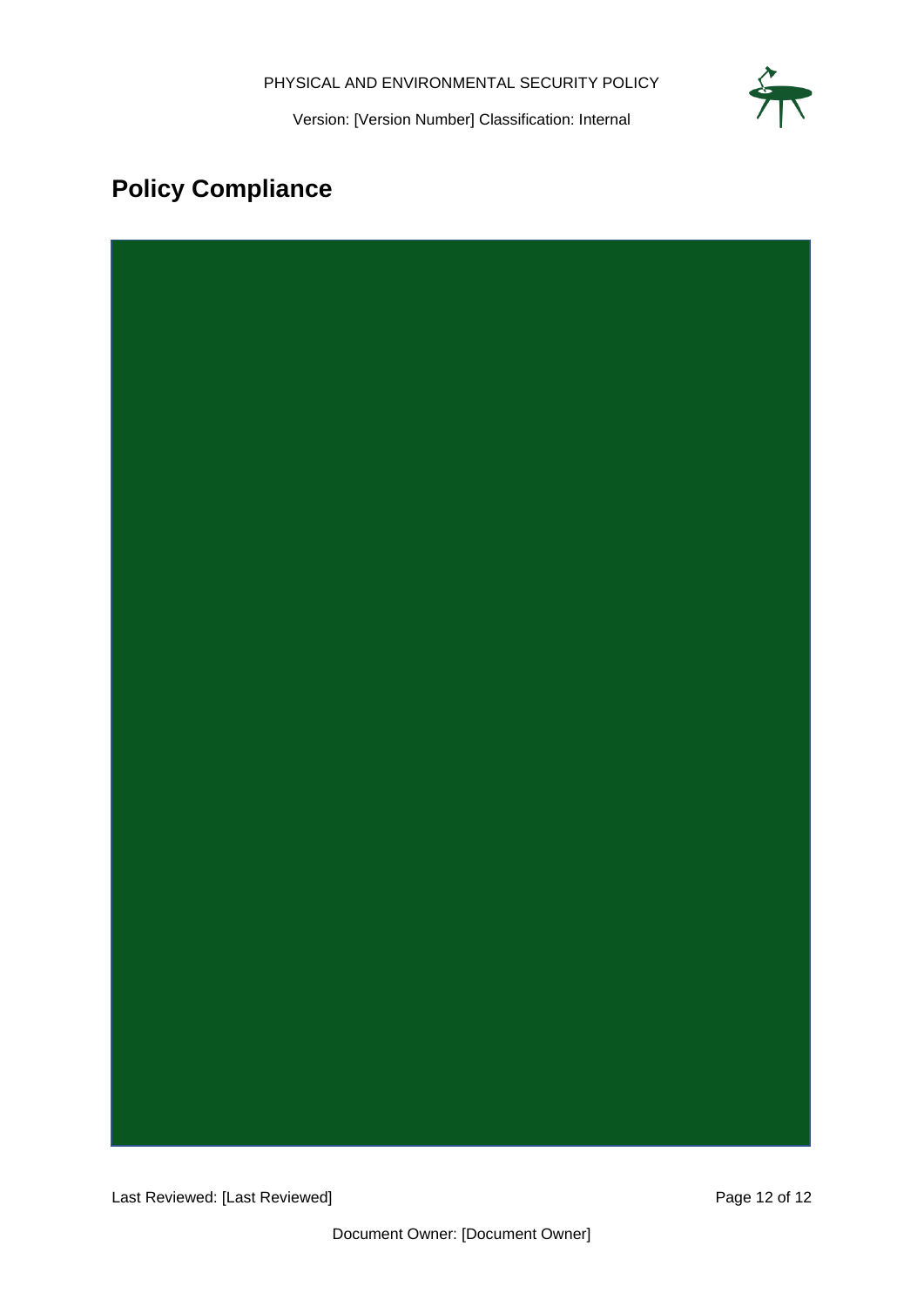# Policy Compliance